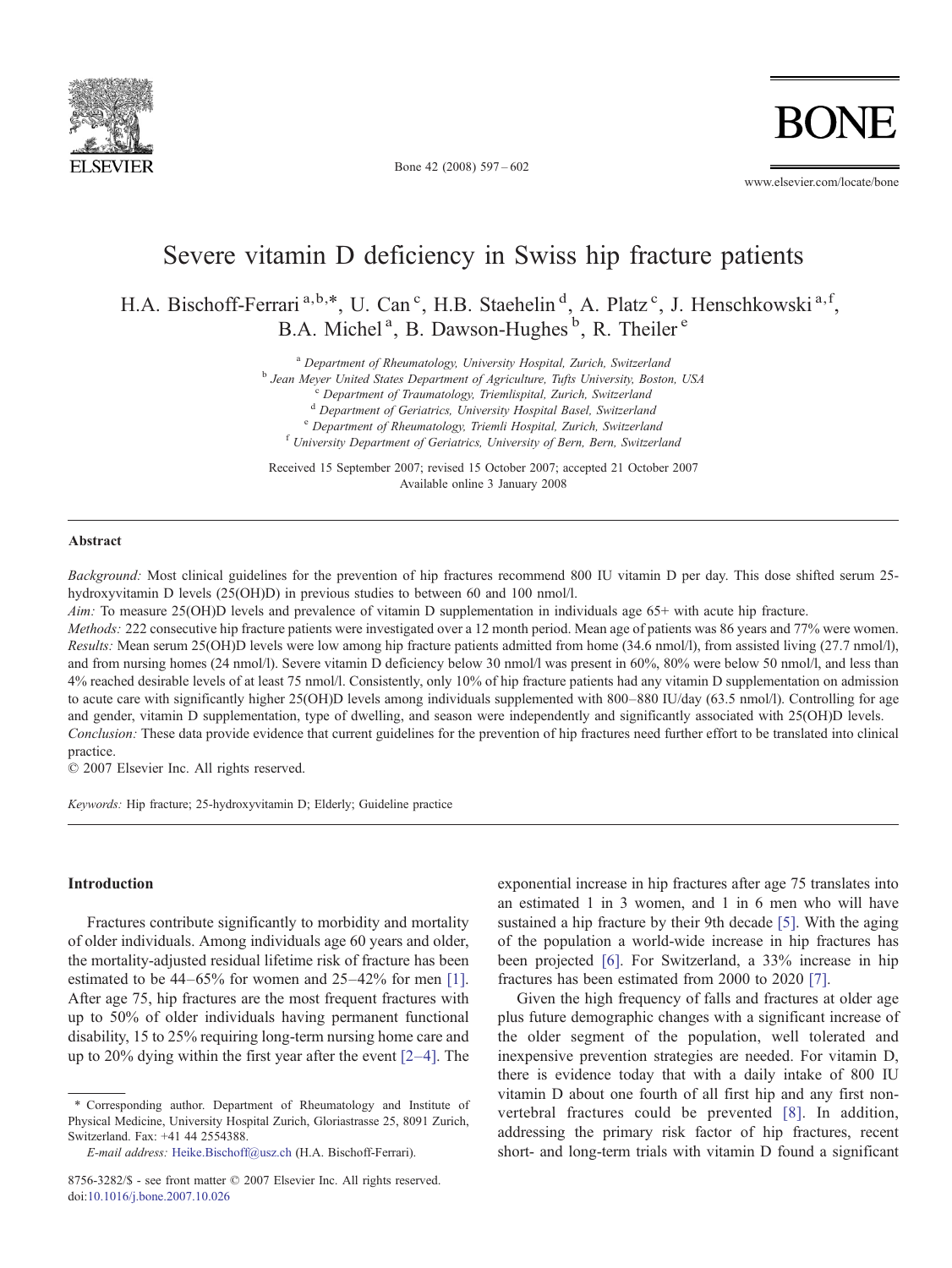# Severe vitamin D deficiency in Swiss hip fracture patients

H.A. Bischoff-Ferrari [a,b,*], U. Can [c], H.B. Staehelin [d], A. Platz [c], J. Henschkowski [a,f], B.A. Michel [a], B. Dawson-Hughes [b], R. Theiler [e]

[a] Department of Rheumatology, University Hospital, Zurich, Switzerland
[b] Jean Meyer United States Department of Agriculture, Tufts University, Boston, USA
[c] Department of Traumatology, Triemlispital, Zurich, Switzerland
[d] Department of Geriatrics, University Hospital Basel, Switzerland
[e] Department of Rheumatology, Triemli Hospital, Zurich, Switzerland
[f] University Department of Geriatrics, University of Bern, Bern, Switzerland

Received 15 September 2007; revised 15 October 2007; accepted 21 October 2007
Available online 3 January 2008

## Abstract

*Background:* Most clinical guidelines for the prevention of hip fractures recommend 800 IU vitamin D per day. This dose shifted serum 25-hydroxyvitamin D levels (25(OH)D) in previous studies to between 60 and 100 nmol/l.

*Aim:* To measure 25(OH)D levels and prevalence of vitamin D supplementation in individuals age 65+ with acute hip fracture.

*Methods:* 222 consecutive hip fracture patients were investigated over a 12 month period. Mean age of patients was 86 years and 77% were women.

*Results:* Mean serum 25(OH)D levels were low among hip fracture patients admitted from home (34.6 nmol/l), from assisted living (27.7 nmol/l), and from nursing homes (24 nmol/l). Severe vitamin D deficiency below 30 nmol/l was present in 60%, 80% were below 50 nmol/l, and less than 4% reached desirable levels of at least 75 nmol/l. Consistently, only 10% of hip fracture patients had any vitamin D supplementation on admission to acute care with significantly higher 25(OH)D levels among individuals supplemented with 800–880 IU/day (63.5 nmol/l). Controlling for age and gender, vitamin D supplementation, type of dwelling, and season were independently and significantly associated with 25(OH)D levels.

*Conclusion:* These data provide evidence that current guidelines for the prevention of hip fractures need further effort to be translated into clinical practice.

© 2007 Elsevier Inc. All rights reserved.

*Keywords:* Hip fracture; 25-hydroxyvitamin D; Elderly; Guideline practice

## Introduction

Fractures contribute significantly to morbidity and mortality of older individuals. Among individuals age 60 years and older, the mortality-adjusted residual lifetime risk of fracture has been estimated to be 44–65% for women and 25–42% for men [1]. After age 75, hip fractures are the most frequent fractures with up to 50% of older individuals having permanent functional disability, 15 to 25% requiring long-term nursing home care and up to 20% dying within the first year after the event [2–4]. The exponential increase in hip fractures after age 75 translates into an estimated 1 in 3 women, and 1 in 6 men who will have sustained a hip fracture by their 9th decade [5]. With the aging of the population a world-wide increase in hip fractures has been projected [6]. For Switzerland, a 33% increase in hip fractures has been estimated from 2000 to 2020 [7].

Given the high frequency of falls and fractures at older age plus future demographic changes with a significant increase of the older segment of the population, well tolerated and inexpensive prevention strategies are needed. For vitamin D, there is evidence today that with a daily intake of 800 IU vitamin D about one fourth of all first hip and any first non-vertebral fractures could be prevented [8]. In addition, addressing the primary risk factor of hip fractures, recent short- and long-term trials with vitamin D found a significant

* Corresponding author. Department of Rheumatology and Institute of Physical Medicine, University Hospital Zurich, Gloriastrasse 25, 8091 Zurich, Switzerland. Fax: +41 44 2554388.
*E-mail address:* Heike.Bischoff@usz.ch (H.A. Bischoff-Ferrari).

8756-3282/$ - see front matter © 2007 Elsevier Inc. All rights reserved.
doi:10.1016/j.bone.2007.10.026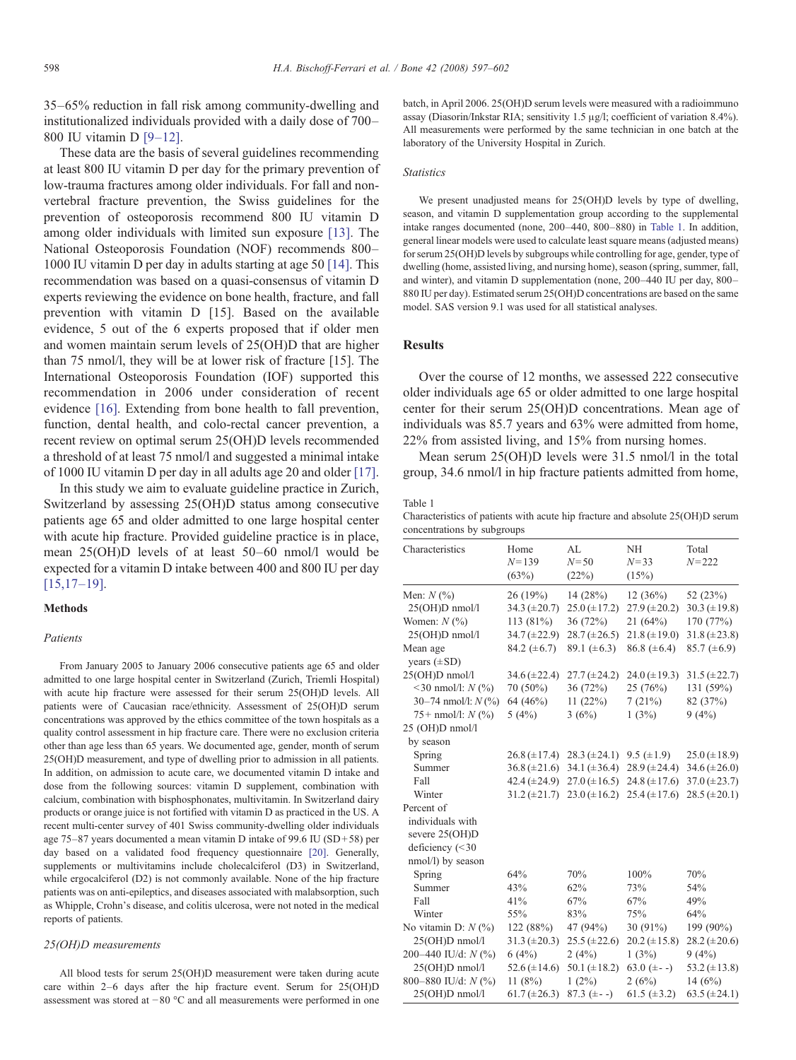35–65% reduction in fall risk among community-dwelling and institutionalized individuals provided with a daily dose of 700–800 IU vitamin D [9–12].

These data are the basis of several guidelines recommending at least 800 IU vitamin D per day for the primary prevention of low-trauma fractures among older individuals. For fall and non-vertebral fracture prevention, the Swiss guidelines for the prevention of osteoporosis recommend 800 IU vitamin D among older individuals with limited sun exposure [13]. The National Osteoporosis Foundation (NOF) recommends 800–1000 IU vitamin D per day in adults starting at age 50 [14]. This recommendation was based on a quasi-consensus of vitamin D experts reviewing the evidence on bone health, fracture, and fall prevention with vitamin D [15]. Based on the available evidence, 5 out of the 6 experts proposed that if older men and women maintain serum levels of 25(OH)D that are higher than 75 nmol/l, they will be at lower risk of fracture [15]. The International Osteoporosis Foundation (IOF) supported this recommendation in 2006 under consideration of recent evidence [16]. Extending from bone health to fall prevention, function, dental health, and colo-rectal cancer prevention, a recent review on optimal serum 25(OH)D levels recommended a threshold of at least 75 nmol/l and suggested a minimal intake of 1000 IU vitamin D per day in all adults age 20 and older [17].

In this study we aim to evaluate guideline practice in Zurich, Switzerland by assessing 25(OH)D status among consecutive patients age 65 and older admitted to one large hospital center with acute hip fracture. Provided guideline practice is in place, mean 25(OH)D levels of at least 50–60 nmol/l would be expected for a vitamin D intake between 400 and 800 IU per day [15,17–19].

## Methods

### *Patients*

From January 2005 to January 2006 consecutive patients age 65 and older admitted to one large hospital center in Switzerland (Zurich, Triemli Hospital) with acute hip fracture were assessed for their serum 25(OH)D levels. All patients were of Caucasian race/ethnicity. Assessment of 25(OH)D serum concentrations was approved by the ethics committee of the town hospitals as a quality control assessment in hip fracture care. There were no exclusion criteria other than age less than 65 years. We documented age, gender, month of serum 25(OH)D measurement, and type of dwelling prior to admission in all patients. In addition, on admission to acute care, we documented vitamin D intake and dose from the following sources: vitamin D supplement, combination with calcium, combination with bisphosphonates, multivitamin. In Switzerland dairy products or orange juice is not fortified with vitamin D as practiced in the US. A recent multi-center survey of 401 Swiss community-dwelling older individuals age 75–87 years documented a mean vitamin D intake of 99.6 IU (SD+58) per day based on a validated food frequency questionnaire [20]. Generally, supplements or multivitamins include cholecalciferol (D3) in Switzerland, while ergocalciferol (D2) is not commonly available. None of the hip fracture patients was on anti-epileptics, and diseases associated with malabsorption, such as Whipple, Crohn's disease, and colitis ulcerosa, were not noted in the medical reports of patients.

### *25(OH)D measurements*

All blood tests for serum 25(OH)D measurement were taken during acute care within 2–6 days after the hip fracture event. Serum for 25(OH)D assessment was stored at −80 °C and all measurements were performed in one batch, in April 2006. 25(OH)D serum levels were measured with a radioimmuno assay (Diasorin/Inkstar RIA; sensitivity 1.5 µg/l; coefficient of variation 8.4%). All measurements were performed by the same technician in one batch at the laboratory of the University Hospital in Zurich.

### *Statistics*

We present unadjusted means for 25(OH)D levels by type of dwelling, season, and vitamin D supplementation group according to the supplemental intake ranges documented (none, 200–440, 800–880) in Table 1. In addition, general linear models were used to calculate least square means (adjusted means) for serum 25(OH)D levels by subgroups while controlling for age, gender, type of dwelling (home, assisted living, and nursing home), season (spring, summer, fall, and winter), and vitamin D supplementation (none, 200–440 IU per day, 800–880 IU per day). Estimated serum 25(OH)D concentrations are based on the same model. SAS version 9.1 was used for all statistical analyses.

## Results

Over the course of 12 months, we assessed 222 consecutive older individuals age 65 or older admitted to one large hospital center for their serum 25(OH)D concentrations. Mean age of individuals was 85.7 years and 63% were admitted from home, 22% from assisted living, and 15% from nursing homes.

Mean serum 25(OH)D levels were 31.5 nmol/l in the total group, 34.6 nmol/l in hip fracture patients admitted from home,

Table 1
Characteristics of patients with acute hip fracture and absolute 25(OH)D serum concentrations by subgroups

| Characteristics | Home $N$=139 (63%) | AL $N$=50 (22%) | NH $N$=33 (15%) | Total $N$=222 |
|---|---|---|---|---|
| Men: $N$ (%) | 26 (19%) | 14 (28%) | 12 (36%) | 52 (23%) |
| 25(OH)D nmol/l | 34.3 (±20.7) | 25.0 (±17.2) | 27.9 (±20.2) | 30.3 (±19.8) |
| Women: $N$ (%) | 113 (81%) | 36 (72%) | 21 (64%) | 170 (77%) |
| 25(OH)D nmol/l | 34.7 (±22.9) | 28.7 (±26.5) | 21.8 (±19.0) | 31.8 (±23.8) |
| Mean age years (±SD) | 84.2 (±6.7) | 89.1 (±6.3) | 86.8 (±6.4) | 85.7 (±6.9) |
| 25(OH)D nmol/l | 34.6 (±22.4) | 27.7 (±24.2) | 24.0 (±19.3) | 31.5 (±22.7) |
| <30 nmol/l: $N$ (%) | 70 (50%) | 36 (72%) | 25 (76%) | 131 (59%) |
| 30–74 nmol/l: $N$ (%) | 64 (46%) | 11 (22%) | 7 (21%) | 82 (37%) |
| 75+ nmol/l: $N$ (%) | 5 (4%) | 3 (6%) | 1 (3%) | 9 (4%) |
| 25 (OH)D nmol/l by season | | | | |
| Spring | 26.8 (±17.4) | 28.3 (±24.1) | 9.5 (±1.9) | 25.0 (±18.9) |
| Summer | 36.8 (±21.6) | 34.1 (±36.4) | 28.9 (±24.4) | 34.6 (±26.0) |
| Fall | 42.4 (±24.9) | 27.0 (±16.5) | 24.8 (±17.6) | 37.0 (±23.7) |
| Winter | 31.2 (±21.7) | 23.0 (±16.2) | 25.4 (±17.6) | 28.5 (±20.1) |
| Percent of individuals with severe 25(OH)D deficiency (<30 nmol/l) by season | | | | |
| Spring | 64% | 70% | 100% | 70% |
| Summer | 43% | 62% | 73% | 54% |
| Fall | 41% | 67% | 67% | 49% |
| Winter | 55% | 83% | 75% | 64% |
| No vitamin D: $N$ (%) | 122 (88%) | 47 (94%) | 30 (91%) | 199 (90%) |
| 25(OH)D nmol/l | 31.3 (±20.3) | 25.5 (±22.6) | 20.2 (±15.8) | 28.2 (±20.6) |
| 200–440 IU/d: $N$ (%) | 6 (4%) | 2 (4%) | 1 (3%) | 9 (4%) |
| 25(OH)D nmol/l | 52.6 (±14.6) | 50.1 (±18.2) | 63.0 (±- -) | 53.2 (±13.8) |
| 800–880 IU/d: $N$ (%) | 11 (8%) | 1 (2%) | 2 (6%) | 14 (6%) |
| 25(OH)D nmol/l | 61.7 (±26.3) | 87.3 (±- -) | 61.5 (±3.2) | 63.5 (±24.1) |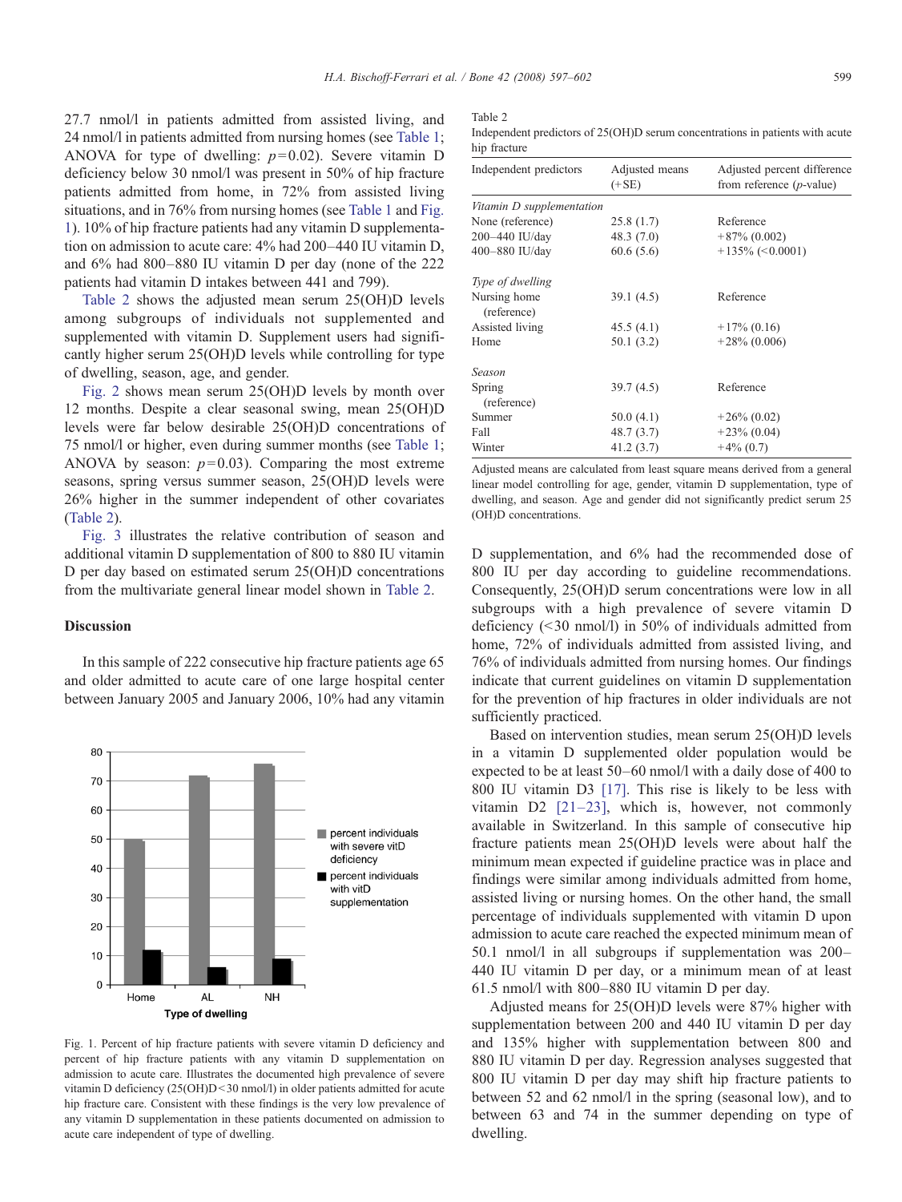27.7 nmol/l in patients admitted from assisted living, and 24 nmol/l in patients admitted from nursing homes (see Table 1; ANOVA for type of dwelling: $p=0.02$). Severe vitamin D deficiency below 30 nmol/l was present in 50% of hip fracture patients admitted from home, in 72% from assisted living situations, and in 76% from nursing homes (see Table 1 and Fig. 1). 10% of hip fracture patients had any vitamin D supplementation on admission to acute care: 4% had 200–440 IU vitamin D, and 6% had 800–880 IU vitamin D per day (none of the 222 patients had vitamin D intakes between 441 and 799).

Table 2 shows the adjusted mean serum 25(OH)D levels among subgroups of individuals not supplemented and supplemented with vitamin D. Supplement users had significantly higher serum 25(OH)D levels while controlling for type of dwelling, season, age, and gender.

Fig. 2 shows mean serum 25(OH)D levels by month over 12 months. Despite a clear seasonal swing, mean 25(OH)D levels were far below desirable 25(OH)D concentrations of 75 nmol/l or higher, even during summer months (see Table 1; ANOVA by season: $p=0.03$). Comparing the most extreme seasons, spring versus summer season, 25(OH)D levels were 26% higher in the summer independent of other covariates (Table 2).

Fig. 3 illustrates the relative contribution of season and additional vitamin D supplementation of 800 to 880 IU vitamin D per day based on estimated serum 25(OH)D concentrations from the multivariate general linear model shown in Table 2.

Table 2
Independent predictors of 25(OH)D serum concentrations in patients with acute hip fracture

| Independent predictors | Adjusted means (+SE) | Adjusted percent difference from reference (p-value) |
|---|---|---|
| *Vitamin D supplementation* | | |
| None (reference) | 25.8 (1.7) | Reference |
| 200–440 IU/day | 48.3 (7.0) | +87% (0.002) |
| 400–880 IU/day | 60.6 (5.6) | +135% (<0.0001) |
| *Type of dwelling* | | |
| Nursing home (reference) | 39.1 (4.5) | Reference |
| Assisted living | 45.5 (4.1) | +17% (0.16) |
| Home | 50.1 (3.2) | +28% (0.006) |
| *Season* | | |
| Spring (reference) | 39.7 (4.5) | Reference |
| Summer | 50.0 (4.1) | +26% (0.02) |
| Fall | 48.7 (3.7) | +23% (0.04) |
| Winter | 41.2 (3.7) | +4% (0.7) |

Adjusted means are calculated from least square means derived from a general linear model controlling for age, gender, vitamin D supplementation, type of dwelling, and season. Age and gender did not significantly predict serum 25 (OH)D concentrations.

## Discussion

In this sample of 222 consecutive hip fracture patients age 65 and older admitted to acute care of one large hospital center between January 2005 and January 2006, 10% had any vitamin D supplementation, and 6% had the recommended dose of 800 IU per day according to guideline recommendations. Consequently, 25(OH)D serum concentrations were low in all subgroups with a high prevalence of severe vitamin D deficiency (<30 nmol/l) in 50% of individuals admitted from home, 72% of individuals admitted from assisted living, and 76% of individuals admitted from nursing homes. Our findings indicate that current guidelines on vitamin D supplementation for the prevention of hip fractures in older individuals are not sufficiently practiced.

Based on intervention studies, mean serum 25(OH)D levels in a vitamin D supplemented older population would be expected to be at least 50–60 nmol/l with a daily dose of 400 to 800 IU vitamin D3 [17]. This rise is likely to be less with vitamin D2 [21–23], which is, however, not commonly available in Switzerland. In this sample of consecutive hip fracture patients mean 25(OH)D levels were about half the minimum mean expected if guideline practice was in place and findings were similar among individuals admitted from home, assisted living or nursing homes. On the other hand, the small percentage of individuals supplemented with vitamin D upon admission to acute care reached the expected minimum mean of 50.1 nmol/l in all subgroups if supplementation was 200–440 IU vitamin D per day, or a minimum mean of at least 61.5 nmol/l with 800–880 IU vitamin D per day.

Adjusted means for 25(OH)D levels were 87% higher with supplementation between 200 and 440 IU vitamin D per day and 135% higher with supplementation between 800 and 880 IU vitamin D per day. Regression analyses suggested that 800 IU vitamin D per day may shift hip fracture patients to between 52 and 62 nmol/l in the spring (seasonal low), and to between 63 and 74 in the summer depending on type of dwelling.

Fig. 1. Percent of hip fracture patients with severe vitamin D deficiency and percent of hip fracture patients with any vitamin D supplementation on admission to acute care. Illustrates the documented high prevalence of severe vitamin D deficiency (25(OH)D<30 nmol/l) in older patients admitted for acute hip fracture care. Consistent with these findings is the very low prevalence of any vitamin D supplementation in these patients documented on admission to acute care independent of type of dwelling.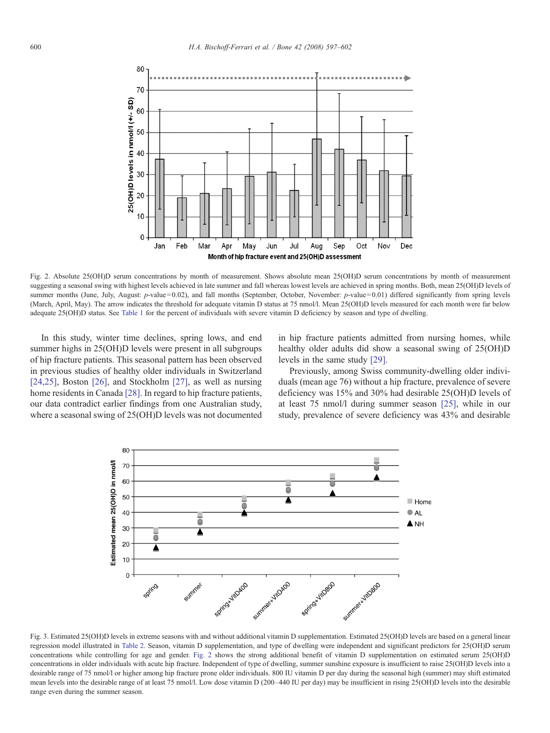Fig. 2. Absolute 25(OH)D serum concentrations by month of measurement. Shows absolute mean 25(OH)D serum concentrations by month of measurement suggesting a seasonal swing with highest levels achieved in late summer and fall whereas lowest levels are achieved in spring months. Both, mean 25(OH)D levels of summer months (June, July, August: $p$-value = 0.02), and fall months (September, October, November: $p$-value = 0.01) differed significantly from spring levels (March, April, May). The arrow indicates the threshold for adequate vitamin D status at 75 nmol/l. Mean 25(OH)D levels measured for each month were far below adequate 25(OH)D status. See Table 1 for the percent of individuals with severe vitamin D deficiency by season and type of dwelling.

In this study, winter time declines, spring lows, and end summer highs in 25(OH)D levels were present in all subgroups of hip fracture patients. This seasonal pattern has been observed in previous studies of healthy older individuals in Switzerland [24,25], Boston [26], and Stockholm [27], as well as nursing home residents in Canada [28]. In regard to hip fracture patients, our data contradict earlier findings from one Australian study, where a seasonal swing of 25(OH)D levels was not documented in hip fracture patients admitted from nursing homes, while healthy older adults did show a seasonal swing of 25(OH)D levels in the same study [29].

Previously, among Swiss community-dwelling older individuals (mean age 76) without a hip fracture, prevalence of severe deficiency was 15% and 30% had desirable 25(OH)D levels of at least 75 nmol/l during summer season [25], while in our study, prevalence of severe deficiency was 43% and desirable

Fig. 3. Estimated 25(OH)D levels in extreme seasons with and without additional vitamin D supplementation. Estimated 25(OH)D levels are based on a general linear regression model illustrated in Table 2. Season, vitamin D supplementation, and type of dwelling were independent and significant predictors for 25(OH)D serum concentrations while controlling for age and gender. Fig. 2 shows the strong additional benefit of vitamin D supplementation on estimated serum 25(OH)D concentrations in older individuals with acute hip fracture. Independent of type of dwelling, summer sunshine exposure is insufficient to raise 25(OH)D levels into a desirable range of 75 nmol/l or higher among hip fracture prone older individuals. 800 IU vitamin D per day during the seasonal high (summer) may shift estimated mean levels into the desirable range of at least 75 nmol/l. Low dose vitamin D (200–440 IU per day) may be insufficient in rising 25(OH)D levels into the desirable range even during the summer season.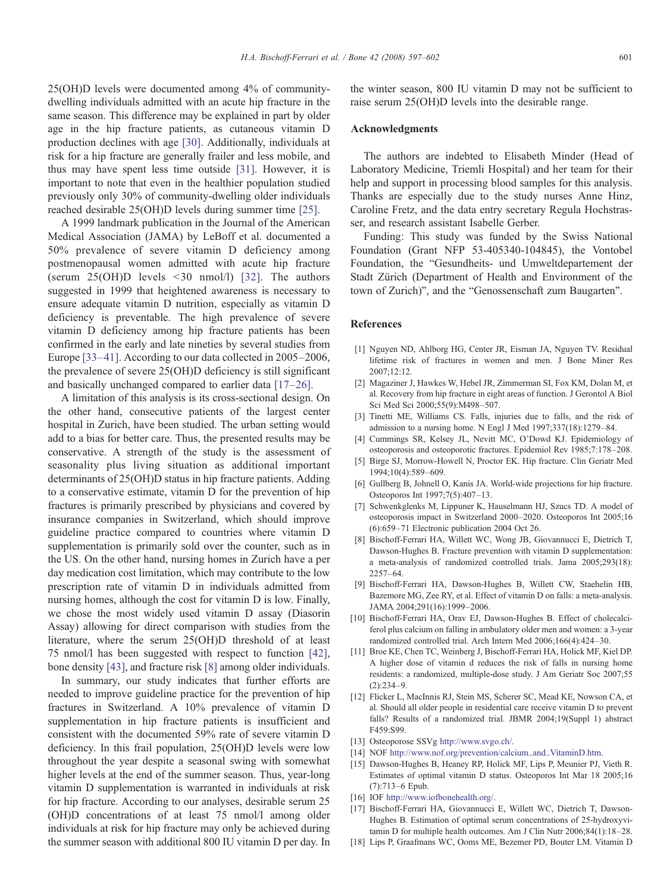25(OH)D levels were documented among 4% of community-dwelling individuals admitted with an acute hip fracture in the same season. This difference may be explained in part by older age in the hip fracture patients, as cutaneous vitamin D production declines with age [30]. Additionally, individuals at risk for a hip fracture are generally frailer and less mobile, and thus may have spent less time outside [31]. However, it is important to note that even in the healthier population studied previously only 30% of community-dwelling older individuals reached desirable 25(OH)D levels during summer time [25].

A 1999 landmark publication in the Journal of the American Medical Association (JAMA) by LeBoff et al. documented a 50% prevalence of severe vitamin D deficiency among postmenopausal women admitted with acute hip fracture (serum 25(OH)D levels <30 nmol/l) [32]. The authors suggested in 1999 that heightened awareness is necessary to ensure adequate vitamin D nutrition, especially as vitamin D deficiency is preventable. The high prevalence of severe vitamin D deficiency among hip fracture patients has been confirmed in the early and late nineties by several studies from Europe [33–41]. According to our data collected in 2005–2006, the prevalence of severe 25(OH)D deficiency is still significant and basically unchanged compared to earlier data [17–26].

A limitation of this analysis is its cross-sectional design. On the other hand, consecutive patients of the largest center hospital in Zurich, have been studied. The urban setting would add to a bias for better care. Thus, the presented results may be conservative. A strength of the study is the assessment of seasonality plus living situation as additional important determinants of 25(OH)D status in hip fracture patients. Adding to a conservative estimate, vitamin D for the prevention of hip fractures is primarily prescribed by physicians and covered by insurance companies in Switzerland, which should improve guideline practice compared to countries where vitamin D supplementation is primarily sold over the counter, such as in the US. On the other hand, nursing homes in Zurich have a per day medication cost limitation, which may contribute to the low prescription rate of vitamin D in individuals admitted from nursing homes, although the cost for vitamin D is low. Finally, we chose the most widely used vitamin D assay (Diasorin Assay) allowing for direct comparison with studies from the literature, where the serum 25(OH)D threshold of at least 75 nmol/l has been suggested with respect to function [42], bone density [43], and fracture risk [8] among older individuals.

In summary, our study indicates that further efforts are needed to improve guideline practice for the prevention of hip fractures in Switzerland. A 10% prevalence of vitamin D supplementation in hip fracture patients is insufficient and consistent with the documented 59% rate of severe vitamin D deficiency. In this frail population, 25(OH)D levels were low throughout the year despite a seasonal swing with somewhat higher levels at the end of the summer season. Thus, year-long vitamin D supplementation is warranted in individuals at risk for hip fracture. According to our analyses, desirable serum 25 (OH)D concentrations of at least 75 nmol/l among older individuals at risk for hip fracture may only be achieved during the summer season with additional 800 IU vitamin D per day. In the winter season, 800 IU vitamin D may not be sufficient to raise serum 25(OH)D levels into the desirable range.

## Acknowledgments

The authors are indebted to Elisabeth Minder (Head of Laboratory Medicine, Triemli Hospital) and her team for their help and support in processing blood samples for this analysis. Thanks are especially due to the study nurses Anne Hinz, Caroline Fretz, and the data entry secretary Regula Hochstrasser, and research assistant Isabelle Gerber.

Funding: This study was funded by the Swiss National Foundation (Grant NFP 53-405340-104845), the Vontobel Foundation, the "Gesundheits- und Umweltdepartement der Stadt Zürich (Department of Health and Environment of the town of Zurich)", and the "Genossenschaft zum Baugarten".

## References

[1] Nguyen ND, Ahlborg HG, Center JR, Eisman JA, Nguyen TV. Residual lifetime risk of fractures in women and men. J Bone Miner Res 2007;12:12.

[2] Magaziner J, Hawkes W, Hebel JR, Zimmerman SI, Fox KM, Dolan M, et al. Recovery from hip fracture in eight areas of function. J Gerontol A Biol Sci Med Sci 2000;55(9):M498–507.

[3] Tinetti ME, Williams CS. Falls, injuries due to falls, and the risk of admission to a nursing home. N Engl J Med 1997;337(18):1279–84.

[4] Cummings SR, Kelsey JL, Nevitt MC, O'Dowd KJ. Epidemiology of osteoporosis and osteoporotic fractures. Epidemiol Rev 1985;7:178–208.

[5] Birge SJ, Morrow-Howell N, Proctor EK. Hip fracture. Clin Geriatr Med 1994;10(4):589–609.

[6] Gullberg B, Johnell O, Kanis JA. World-wide projections for hip fracture. Osteoporos Int 1997;7(5):407–13.

[7] Schwenkglenks M, Lippuner K, Hauselmann HJ, Szucs TD. A model of osteoporosis impact in Switzerland 2000–2020. Osteoporos Int 2005;16 (6):659–71 Electronic publication 2004 Oct 26.

[8] Bischoff-Ferrari HA, Willett WC, Wong JB, Giovannucci E, Dietrich T, Dawson-Hughes B. Fracture prevention with vitamin D supplementation: a meta-analysis of randomized controlled trials. Jama 2005;293(18): 2257–64.

[9] Bischoff-Ferrari HA, Dawson-Hughes B, Willett CW, Staehelin HB, Bazemore MG, Zee RY, et al. Effect of vitamin D on falls: a meta-analysis. JAMA 2004;291(16):1999–2006.

[10] Bischoff-Ferrari HA, Orav EJ, Dawson-Hughes B. Effect of cholecalciferol plus calcium on falling in ambulatory older men and women: a 3-year randomized controlled trial. Arch Intern Med 2006;166(4):424–30.

[11] Broe KE, Chen TC, Weinberg J, Bischoff-Ferrari HA, Holick MF, Kiel DP. A higher dose of vitamin d reduces the risk of falls in nursing home residents: a randomized, multiple-dose study. J Am Geriatr Soc 2007;55 (2):234–9.

[12] Flicker L, MacInnis RJ, Stein MS, Scherer SC, Mead KE, Nowson CA, et al. Should all older people in residential care receive vitamin D to prevent falls? Results of a randomized trial. JBMR 2004;19(Suppl 1) abstract F459:S99.

[13] Osteoporose SSVg http://www.svgo.ch/.

[14] NOF http://www.nof.org/prevention/calcium_and_VitaminD.htm.

[15] Dawson-Hughes B, Heaney RP, Holick MF, Lips P, Meunier PJ, Vieth R. Estimates of optimal vitamin D status. Osteoporos Int Mar 18 2005;16 (7):713–6 Epub.

[16] IOF http://www.iofbonehealth.org/.

[17] Bischoff-Ferrari HA, Giovannucci E, Willett WC, Dietrich T, Dawson-Hughes B. Estimation of optimal serum concentrations of 25-hydroxyvitamin D for multiple health outcomes. Am J Clin Nutr 2006;84(1):18–28.

[18] Lips P, Graafmans WC, Ooms ME, Bezemer PD, Bouter LM. Vitamin D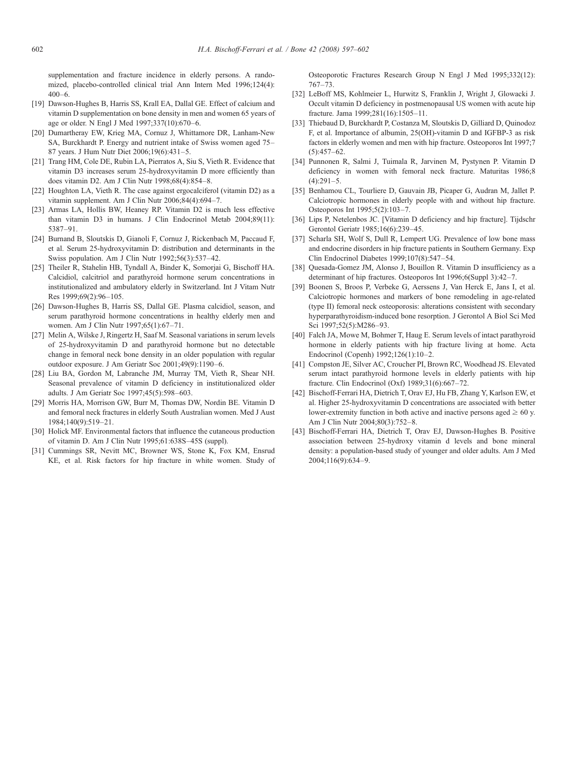supplementation and fracture incidence in elderly persons. A randomized, placebo-controlled clinical trial Ann Intern Med 1996;124(4): 400–6.

[19] Dawson-Hughes B, Harris SS, Krall EA, Dallal GE. Effect of calcium and vitamin D supplementation on bone density in men and women 65 years of age or older. N Engl J Med 1997;337(10):670–6.

[20] Dumartheray EW, Krieg MA, Cornuz J, Whittamore DR, Lanham-New SA, Burckhardt P. Energy and nutrient intake of Swiss women aged 75–87 years. J Hum Nutr Diet 2006;19(6):431–5.

[21] Trang HM, Cole DE, Rubin LA, Pierratos A, Siu S, Vieth R. Evidence that vitamin D3 increases serum 25-hydroxyvitamin D more efficiently than does vitamin D2. Am J Clin Nutr 1998;68(4):854–8.

[22] Houghton LA, Vieth R. The case against ergocalciferol (vitamin D2) as a vitamin supplement. Am J Clin Nutr 2006;84(4):694–7.

[23] Armas LA, Hollis BW, Heaney RP. Vitamin D2 is much less effective than vitamin D3 in humans. J Clin Endocrinol Metab 2004;89(11): 5387–91.

[24] Burnand B, Sloutskis D, Gianoli F, Cornuz J, Rickenbach M, Paccaud F, et al. Serum 25-hydroxyvitamin D: distribution and determinants in the Swiss population. Am J Clin Nutr 1992;56(3):537–42.

[25] Theiler R, Stahelin HB, Tyndall A, Binder K, Somorjai G, Bischoff HA. Calcidiol, calcitriol and parathyroid hormone serum concentrations in institutionalized and ambulatory elderly in Switzerland. Int J Vitam Nutr Res 1999;69(2):96–105.

[26] Dawson-Hughes B, Harris SS, Dallal GE. Plasma calcidiol, season, and serum parathyroid hormone concentrations in healthy elderly men and women. Am J Clin Nutr 1997;65(1):67–71.

[27] Melin A, Wilske J, Ringertz H, Saaf M. Seasonal variations in serum levels of 25-hydroxyvitamin D and parathyroid hormone but no detectable change in femoral neck bone density in an older population with regular outdoor exposure. J Am Geriatr Soc 2001;49(9):1190–6.

[28] Liu BA, Gordon M, Labranche JM, Murray TM, Vieth R, Shear NH. Seasonal prevalence of vitamin D deficiency in institutionalized older adults. J Am Geriatr Soc 1997;45(5):598–603.

[29] Morris HA, Morrison GW, Burr M, Thomas DW, Nordin BE. Vitamin D and femoral neck fractures in elderly South Australian women. Med J Aust 1984;140(9):519–21.

[30] Holick MF. Environmental factors that influence the cutaneous production of vitamin D. Am J Clin Nutr 1995;61:638S–45S (suppl).

[31] Cummings SR, Nevitt MC, Browner WS, Stone K, Fox KM, Ensrud KE, et al. Risk factors for hip fracture in white women. Study of Osteoporotic Fractures Research Group N Engl J Med 1995;332(12): 767–73.

[32] LeBoff MS, Kohlmeier L, Hurwitz S, Franklin J, Wright J, Glowacki J. Occult vitamin D deficiency in postmenopausal US women with acute hip fracture. Jama 1999;281(16):1505–11.

[33] Thiebaud D, Burckhardt P, Costanza M, Sloutskis D, Gilliard D, Quinodoz F, et al. Importance of albumin, 25(OH)-vitamin D and IGFBP-3 as risk factors in elderly women and men with hip fracture. Osteoporos Int 1997;7 (5):457–62.

[34] Punnonen R, Salmi J, Tuimala R, Jarvinen M, Pystynen P. Vitamin D deficiency in women with femoral neck fracture. Maturitas 1986;8 (4):291–5.

[35] Benhamou CL, Tourliere D, Gauvain JB, Picaper G, Audran M, Jallet P. Calciotropic hormones in elderly people with and without hip fracture. Osteoporos Int 1995;5(2):103–7.

[36] Lips P, Netelenbos JC. [Vitamin D deficiency and hip fracture]. Tijdschr Gerontol Geriatr 1985;16(6):239–45.

[37] Scharla SH, Wolf S, Dull R, Lempert UG. Prevalence of low bone mass and endocrine disorders in hip fracture patients in Southern Germany. Exp Clin Endocrinol Diabetes 1999;107(8):547–54.

[38] Quesada-Gomez JM, Alonso J, Bouillon R. Vitamin D insufficiency as a determinant of hip fractures. Osteoporos Int 1996;6(Suppl 3):42–7.

[39] Boonen S, Broos P, Verbeke G, Aerssens J, Van Herck E, Jans I, et al. Calciotropic hormones and markers of bone remodeling in age-related (type II) femoral neck osteoporosis: alterations consistent with secondary hyperparathyroidism-induced bone resorption. J Gerontol A Biol Sci Med Sci 1997;52(5):M286–93.

[40] Falch JA, Mowe M, Bohmer T, Haug E. Serum levels of intact parathyroid hormone in elderly patients with hip fracture living at home. Acta Endocrinol (Copenh) 1992;126(1):10–2.

[41] Compston JE, Silver AC, Croucher PI, Brown RC, Woodhead JS. Elevated serum intact parathyroid hormone levels in elderly patients with hip fracture. Clin Endocrinol (Oxf) 1989;31(6):667–72.

[42] Bischoff-Ferrari HA, Dietrich T, Orav EJ, Hu FB, Zhang Y, Karlson EW, et al. Higher 25-hydroxyvitamin D concentrations are associated with better lower-extremity function in both active and inactive persons aged ≥ 60 y. Am J Clin Nutr 2004;80(3):752–8.

[43] Bischoff-Ferrari HA, Dietrich T, Orav EJ, Dawson-Hughes B. Positive association between 25-hydroxy vitamin d levels and bone mineral density: a population-based study of younger and older adults. Am J Med 2004;116(9):634–9.